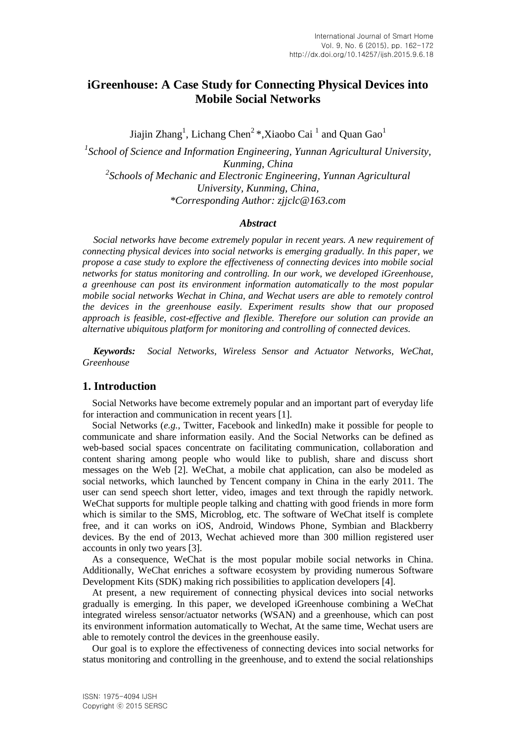# iGreenhouse: A Case Study for Connecting Physical Devices into Mobile Social Networks

Jiajin Zhang[1], Lichang Chen[2] *,Xiaobo Cai [1] and Quan Gao[1]

*[1]School of Science and Information Engineering, Yunnan Agricultural University, Kunming, China*
*[2]Schools of Mechanic and Electronic Engineering, Yunnan Agricultural University, Kunming, China,*
*\*Corresponding Author: zjjclc@163.com*

### *Abstract*

*Social networks have become extremely popular in recent years. A new requirement of connecting physical devices into social networks is emerging gradually. In this paper, we propose a case study to explore the effectiveness of connecting devices into mobile social networks for status monitoring and controlling. In our work, we developed iGreenhouse, a greenhouse can post its environment information automatically to the most popular mobile social networks Wechat in China, and Wechat users are able to remotely control the devices in the greenhouse easily. Experiment results show that our proposed approach is feasible, cost-effective and flexible. Therefore our solution can provide an alternative ubiquitous platform for monitoring and controlling of connected devices.*

***Keywords:*** *Social Networks, Wireless Sensor and Actuator Networks, WeChat, Greenhouse*

## 1. Introduction

Social Networks have become extremely popular and an important part of everyday life for interaction and communication in recent years [1].

Social Networks (*e.g.*, Twitter, Facebook and linkedIn) make it possible for people to communicate and share information easily. And the Social Networks can be defined as web-based social spaces concentrate on facilitating communication, collaboration and content sharing among people who would like to publish, share and discuss short messages on the Web [2]. WeChat, a mobile chat application, can also be modeled as social networks, which launched by Tencent company in China in the early 2011. The user can send speech short letter, video, images and text through the rapidly network. WeChat supports for multiple people talking and chatting with good friends in more form which is similar to the SMS, Microblog, etc. The software of WeChat itself is complete free, and it can works on iOS, Android, Windows Phone, Symbian and Blackberry devices. By the end of 2013, Wechat achieved more than 300 million registered user accounts in only two years [3].

As a consequence, WeChat is the most popular mobile social networks in China. Additionally, WeChat enriches a software ecosystem by providing numerous Software Development Kits (SDK) making rich possibilities to application developers [4].

At present, a new requirement of connecting physical devices into social networks gradually is emerging. In this paper, we developed iGreenhouse combining a WeChat integrated wireless sensor/actuator networks (WSAN) and a greenhouse, which can post its environment information automatically to Wechat, At the same time, Wechat users are able to remotely control the devices in the greenhouse easily.

Our goal is to explore the effectiveness of connecting devices into social networks for status monitoring and controlling in the greenhouse, and to extend the social relationships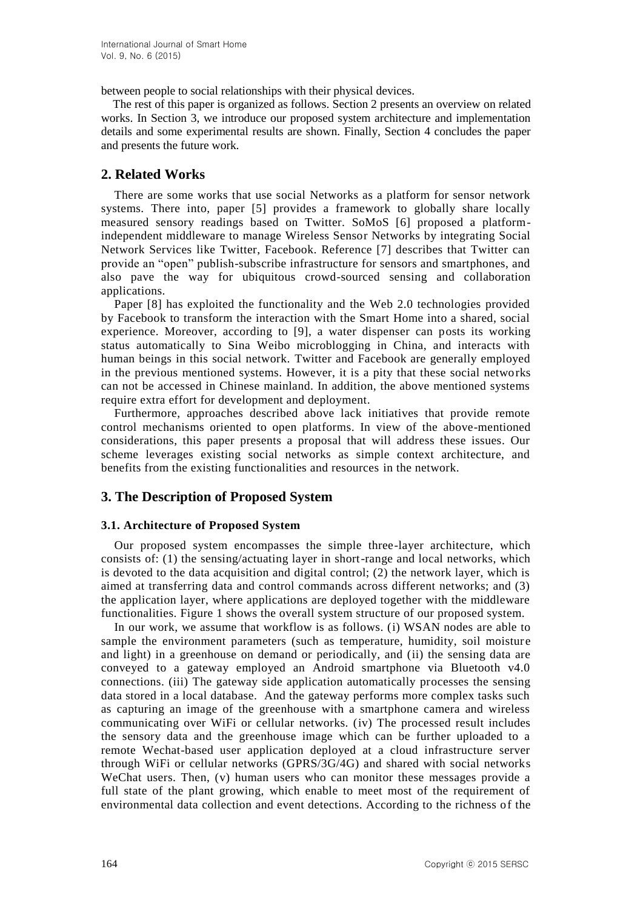between people to social relationships with their physical devices.

The rest of this paper is organized as follows. Section 2 presents an overview on related works. In Section 3, we introduce our proposed system architecture and implementation details and some experimental results are shown. Finally, Section 4 concludes the paper and presents the future work.

## 2. Related Works

There are some works that use social Networks as a platform for sensor network systems. There into, paper [5] provides a framework to globally share locally measured sensory readings based on Twitter. SoMoS [6] proposed a platform-independent middleware to manage Wireless Sensor Networks by integrating Social Network Services like Twitter, Facebook. Reference [7] describes that Twitter can provide an "open" publish-subscribe infrastructure for sensors and smartphones, and also pave the way for ubiquitous crowd-sourced sensing and collaboration applications.

Paper [8] has exploited the functionality and the Web 2.0 technologies provided by Facebook to transform the interaction with the Smart Home into a shared, social experience. Moreover, according to [9], a water dispenser can posts its working status automatically to Sina Weibo microblogging in China, and interacts with human beings in this social network. Twitter and Facebook are generally employed in the previous mentioned systems. However, it is a pity that these social networks can not be accessed in Chinese mainland. In addition, the above mentioned systems require extra effort for development and deployment.

Furthermore, approaches described above lack initiatives that provide remote control mechanisms oriented to open platforms. In view of the above-mentioned considerations, this paper presents a proposal that will address these issues. Our scheme leverages existing social networks as simple context architecture, and benefits from the existing functionalities and resources in the network.

## 3. The Description of Proposed System

### 3.1. Architecture of Proposed System

Our proposed system encompasses the simple three-layer architecture, which consists of: (1) the sensing/actuating layer in short-range and local networks, which is devoted to the data acquisition and digital control; (2) the network layer, which is aimed at transferring data and control commands across different networks; and (3) the application layer, where applications are deployed together with the middleware functionalities. Figure 1 shows the overall system structure of our proposed system.

In our work, we assume that workflow is as follows. (i) WSAN nodes are able to sample the environment parameters (such as temperature, humidity, soil moisture and light) in a greenhouse on demand or periodically, and (ii) the sensing data are conveyed to a gateway employed an Android smartphone via Bluetooth v4.0 connections. (iii) The gateway side application automatically processes the sensing data stored in a local database. And the gateway performs more complex tasks such as capturing an image of the greenhouse with a smartphone camera and wireless communicating over WiFi or cellular networks. (iv) The processed result includes the sensory data and the greenhouse image which can be further uploaded to a remote Wechat-based user application deployed at a cloud infrastructure server through WiFi or cellular networks (GPRS/3G/4G) and shared with social networks WeChat users. Then, (v) human users who can monitor these messages provide a full state of the plant growing, which enable to meet most of the requirement of environmental data collection and event detections. According to the richness of the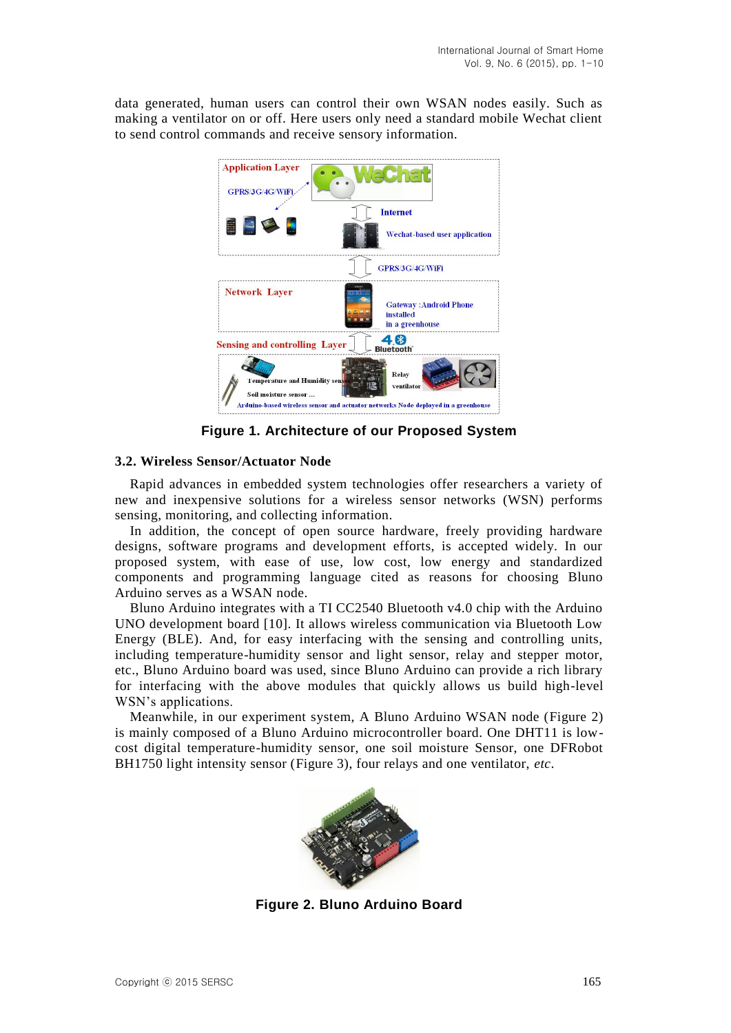data generated, human users can control their own WSAN nodes easily. Such as making a ventilator on or off. Here users only need a standard mobile Wechat client to send control commands and receive sensory information.

**Figure 1. Architecture of our Proposed System**

### 3.2. Wireless Sensor/Actuator Node

Rapid advances in embedded system technologies offer researchers a variety of new and inexpensive solutions for a wireless sensor networks (WSN) performs sensing, monitoring, and collecting information.

In addition, the concept of open source hardware, freely providing hardware designs, software programs and development efforts, is accepted widely. In our proposed system, with ease of use, low cost, low energy and standardized components and programming language cited as reasons for choosing Bluno Arduino serves as a WSAN node.

Bluno Arduino integrates with a TI CC2540 Bluetooth v4.0 chip with the Arduino UNO development board [10]. It allows wireless communication via Bluetooth Low Energy (BLE). And, for easy interfacing with the sensing and controlling units, including temperature-humidity sensor and light sensor, relay and stepper motor, etc., Bluno Arduino board was used, since Bluno Arduino can provide a rich library for interfacing with the above modules that quickly allows us build high-level WSN's applications.

Meanwhile, in our experiment system, A Bluno Arduino WSAN node (Figure 2) is mainly composed of a Bluno Arduino microcontroller board. One DHT11 is low-cost digital temperature-humidity sensor, one soil moisture Sensor, one DFRobot BH1750 light intensity sensor (Figure 3), four relays and one ventilator, *etc*.

**Figure 2. Bluno Arduino Board**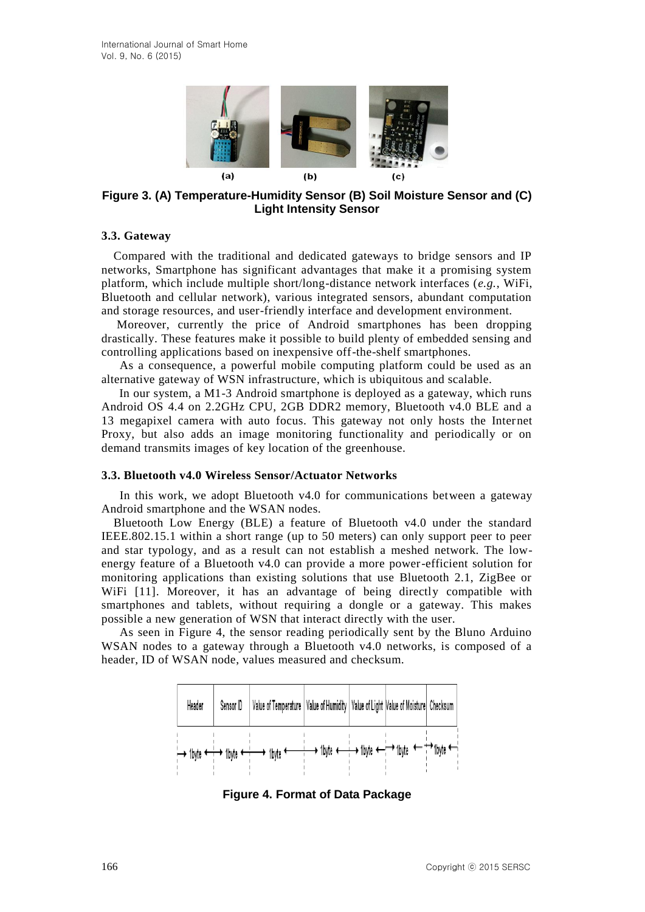Figure 3. (A) Temperature-Humidity Sensor (B) Soil Moisture Sensor and (C) Light Intensity Sensor

### 3.3. Gateway

Compared with the traditional and dedicated gateways to bridge sensors and IP networks, Smartphone has significant advantages that make it a promising system platform, which include multiple short/long-distance network interfaces (*e.g.*, WiFi, Bluetooth and cellular network), various integrated sensors, abundant computation and storage resources, and user-friendly interface and development environment.

Moreover, currently the price of Android smartphones has been dropping drastically. These features make it possible to build plenty of embedded sensing and controlling applications based on inexpensive off-the-shelf smartphones.

As a consequence, a powerful mobile computing platform could be used as an alternative gateway of WSN infrastructure, which is ubiquitous and scalable.

In our system, a M1-3 Android smartphone is deployed as a gateway, which runs Android OS 4.4 on 2.2GHz CPU, 2GB DDR2 memory, Bluetooth v4.0 BLE and a 13 megapixel camera with auto focus. This gateway not only hosts the Internet Proxy, but also adds an image monitoring functionality and periodically or on demand transmits images of key location of the greenhouse.

### 3.3. Bluetooth v4.0 Wireless Sensor/Actuator Networks

In this work, we adopt Bluetooth v4.0 for communications between a gateway Android smartphone and the WSAN nodes.

Bluetooth Low Energy (BLE) a feature of Bluetooth v4.0 under the standard IEEE.802.15.1 within a short range (up to 50 meters) can only support peer to peer and star typology, and as a result can not establish a meshed network. The low-energy feature of a Bluetooth v4.0 can provide a more power-efficient solution for monitoring applications than existing solutions that use Bluetooth 2.1, ZigBee or WiFi [11]. Moreover, it has an advantage of being directly compatible with smartphones and tablets, without requiring a dongle or a gateway. This makes possible a new generation of WSN that interact directly with the user.

As seen in Figure 4, the sensor reading periodically sent by the Bluno Arduino WSAN nodes to a gateway through a Bluetooth v4.0 networks, is composed of a header, ID of WSAN node, values measured and checksum.

| Header | Sensor ID | Value of Temperature | Value of Humidity | Value of Light | Value of Moisture | Checksum |
|---|---|---|---|---|---|---|
| 1byte | 1byte | 1byte | 1byte | 1byte | 1byte | 1byte |

Figure 4. Format of Data Package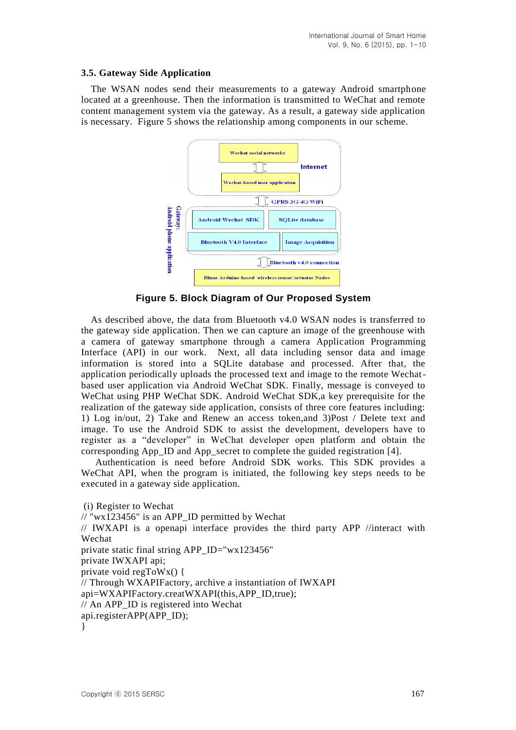### 3.5. Gateway Side Application

The WSAN nodes send their measurements to a gateway Android smartphone located at a greenhouse. Then the information is transmitted to WeChat and remote content management system via the gateway. As a result, a gateway side application is necessary. Figure 5 shows the relationship among components in our scheme.

**Figure 5. Block Diagram of Our Proposed System**

As described above, the data from Bluetooth v4.0 WSAN nodes is transferred to the gateway side application. Then we can capture an image of the greenhouse with a camera of gateway smartphone through a camera Application Programming Interface (API) in our work. Next, all data including sensor data and image information is stored into a SQLite database and processed. After that, the application periodically uploads the processed text and image to the remote Wechat-based user application via Android WeChat SDK. Finally, message is conveyed to WeChat using PHP WeChat SDK. Android WeChat SDK,a key prerequisite for the realization of the gateway side application, consists of three core features including: 1) Log in/out, 2) Take and Renew an access token,and 3)Post / Delete text and image. To use the Android SDK to assist the development, developers have to register as a "developer" in WeChat developer open platform and obtain the corresponding App_ID and App_secret to complete the guided registration [4].

Authentication is need before Android SDK works. This SDK provides a WeChat API, when the program is initiated, the following key steps needs to be executed in a gateway side application.

```
 (i) Register to Wechat
// "wx123456" is an APP_ID permitted by Wechat
// IWXAPI is a openapi interface provides the third party APP //interact with Wechat
private static final string APP_ID="wx123456"
private IWXAPI api;
private void regToWx() {
// Through WXAPIFactory, archive a instantiation of IWXAPI
api=WXAPIFactory.creatWXAPI(this,APP_ID,true);
// An APP_ID is registered into Wechat
api.registerAPP(APP_ID);
}
```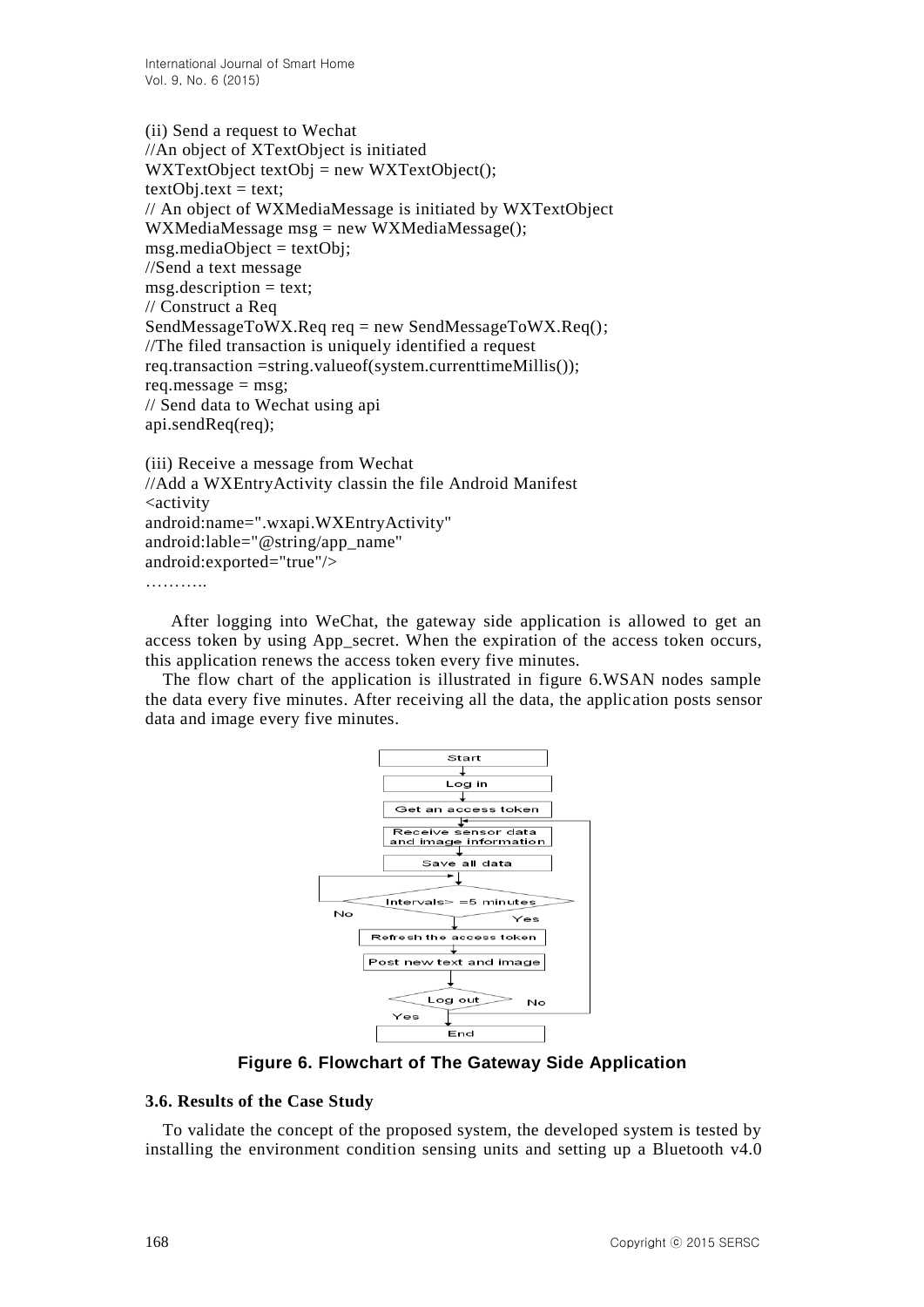(ii) Send a request to Wechat

```
//An object of XTextObject is initiated
WXTextObject textObj = new WXTextObject();
textObj.text = text;
// An object of WXMediaMessage is initiated by WXTextObject
WXMediaMessage msg = new WXMediaMessage();
msg.mediaObject = textObj;
//Send a text message
msg.description = text;
// Construct a Req
SendMessageToWX.Req req = new SendMessageToWX.Req();
//The filed transaction is uniquely identified a request
req.transaction =string.valueof(system.currenttimeMillis());
req.message = msg;
// Send data to Wechat using api
api.sendReq(req);
```

(iii) Receive a message from Wechat

```
//Add a WXEntryActivity classin the file Android Manifest
<activity
android:name=".wxapi.WXEntryActivity"
android:lable="@string/app_name"
android:exported="true"/>
………..
```

After logging into WeChat, the gateway side application is allowed to get an access token by using App_secret. When the expiration of the access token occurs, this application renews the access token every five minutes.

The flow chart of the application is illustrated in figure 6.WSAN nodes sample the data every five minutes. After receiving all the data, the application posts sensor data and image every five minutes.

Figure 6. Flowchart of The Gateway Side Application

### 3.6. Results of the Case Study

To validate the concept of the proposed system, the developed system is tested by installing the environment condition sensing units and setting up a Bluetooth v4.0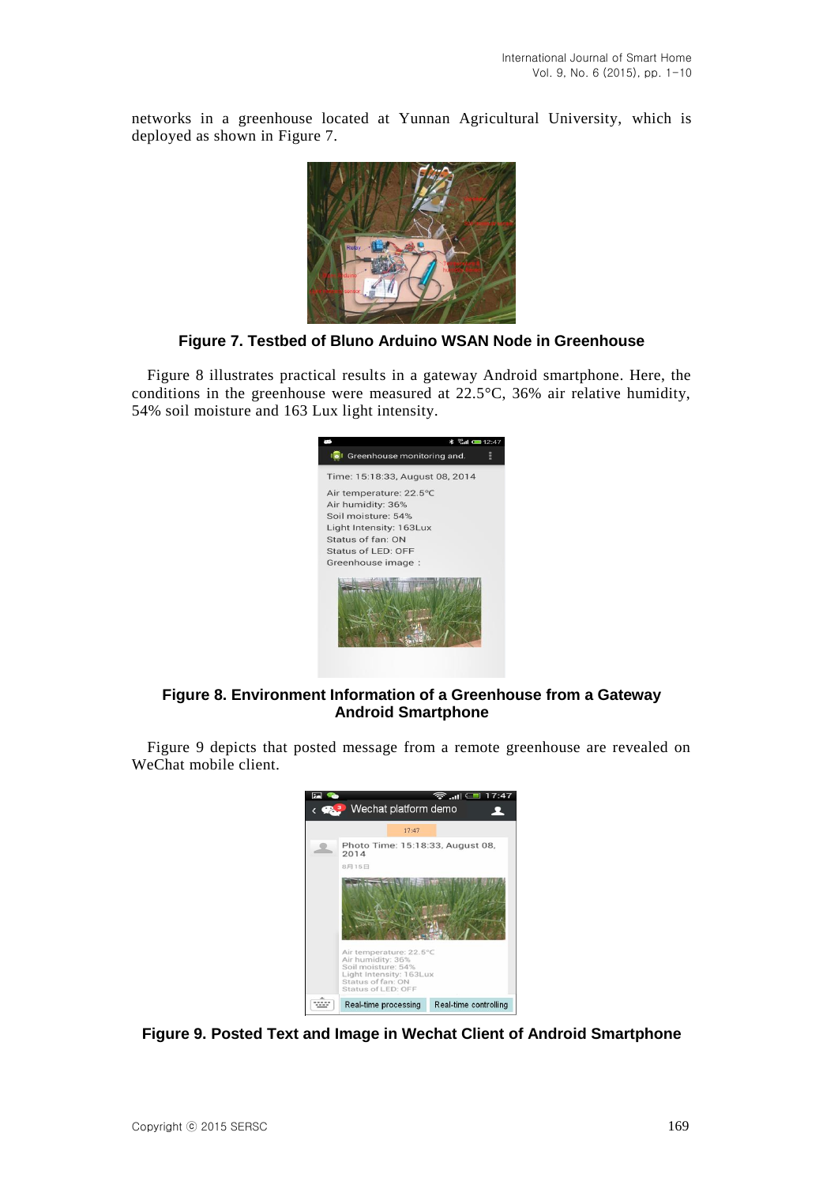networks in a greenhouse located at Yunnan Agricultural University, which is deployed as shown in Figure 7.

**Figure 7. Testbed of Bluno Arduino WSAN Node in Greenhouse**

Figure 8 illustrates practical results in a gateway Android smartphone. Here, the conditions in the greenhouse were measured at 22.5°C, 36% air relative humidity, 54% soil moisture and 163 Lux light intensity.

**Figure 8. Environment Information of a Greenhouse from a Gateway Android Smartphone**

Figure 9 depicts that posted message from a remote greenhouse are revealed on WeChat mobile client.

**Figure 9. Posted Text and Image in Wechat Client of Android Smartphone**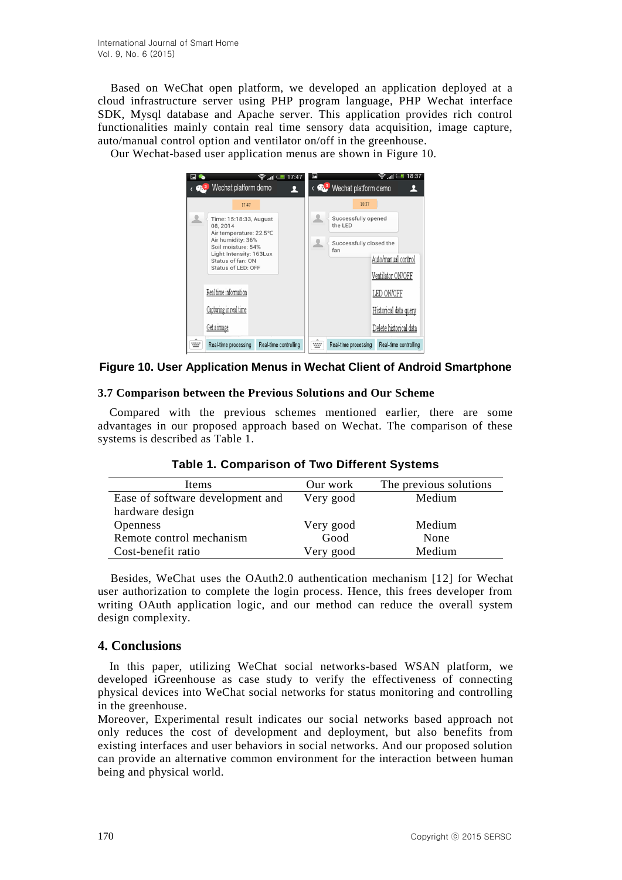Based on WeChat open platform, we developed an application deployed at a cloud infrastructure server using PHP program language, PHP Wechat interface SDK, Mysql database and Apache server. This application provides rich control functionalities mainly contain real time sensory data acquisition, image capture, auto/manual control option and ventilator on/off in the greenhouse.

Our Wechat-based user application menus are shown in Figure 10.

**Figure 10. User Application Menus in Wechat Client of Android Smartphone**

### 3.7 Comparison between the Previous Solutions and Our Scheme

Compared with the previous schemes mentioned earlier, there are some advantages in our proposed approach based on Wechat. The comparison of these systems is described as Table 1.

**Table 1. Comparison of Two Different Systems**

| Items | Our work | The previous solutions |
|---|---|---|
| Ease of software development and hardware design | Very good | Medium |
| Openness | Very good | Medium |
| Remote control mechanism | Good | None |
| Cost-benefit ratio | Very good | Medium |

Besides, WeChat uses the OAuth2.0 authentication mechanism [12] for Wechat user authorization to complete the login process. Hence, this frees developer from writing OAuth application logic, and our method can reduce the overall system design complexity.

## 4. Conclusions

In this paper, utilizing WeChat social networks-based WSAN platform, we developed iGreenhouse as case study to verify the effectiveness of connecting physical devices into WeChat social networks for status monitoring and controlling in the greenhouse.

Moreover, Experimental result indicates our social networks based approach not only reduces the cost of development and deployment, but also benefits from existing interfaces and user behaviors in social networks. And our proposed solution can provide an alternative common environment for the interaction between human being and physical world.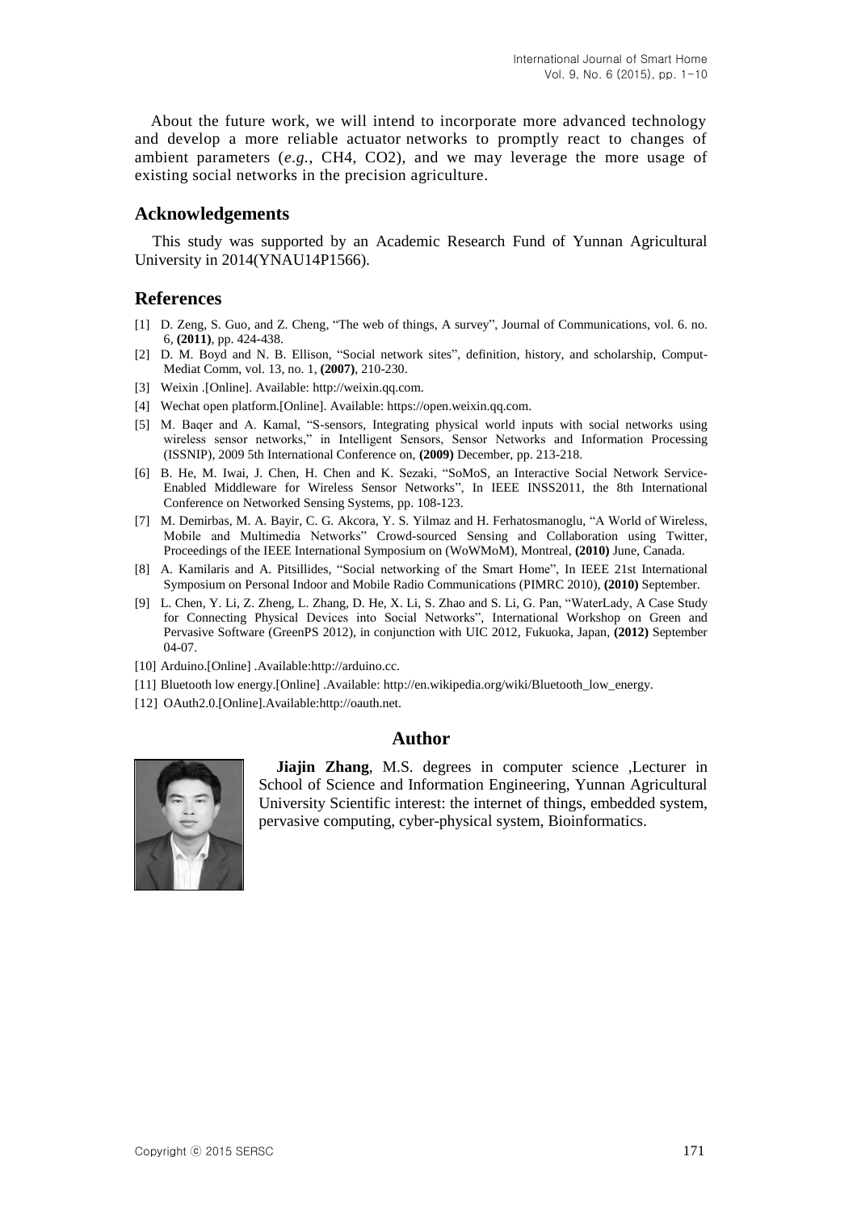About the future work, we will intend to incorporate more advanced technology and develop a more reliable actuator networks to promptly react to changes of ambient parameters (*e.g.*, $CH_4$, $CO_2$), and we may leverage the more usage of existing social networks in the precision agriculture.

## Acknowledgements

This study was supported by an Academic Research Fund of Yunnan Agricultural University in 2014(YNAU14P1566).

## References

[1] D. Zeng, S. Guo, and Z. Cheng, "The web of things, A survey", Journal of Communications, vol. 6. no. 6, **(2011)**, pp. 424-438.

[2] D. M. Boyd and N. B. Ellison, "Social network sites", definition, history, and scholarship, Comput-Mediat Comm, vol. 13, no. 1, **(2007)**, 210-230.

[3] Weixin .[Online]. Available: http://weixin.qq.com.

[4] Wechat open platform.[Online]. Available: https://open.weixin.qq.com.

[5] M. Baqer and A. Kamal, "S-sensors, Integrating physical world inputs with social networks using wireless sensor networks," in Intelligent Sensors, Sensor Networks and Information Processing (ISSNIP), 2009 5th International Conference on, **(2009)** December, pp. 213-218.

[6] B. He, M. Iwai, J. Chen, H. Chen and K. Sezaki, "SoMoS, an Interactive Social Network Service-Enabled Middleware for Wireless Sensor Networks", In IEEE INSS2011, the 8th International Conference on Networked Sensing Systems, pp. 108-123.

[7] M. Demirbas, M. A. Bayir, C. G. Akcora, Y. S. Yilmaz and H. Ferhatosmanoglu, "A World of Wireless, Mobile and Multimedia Networks" Crowd-sourced Sensing and Collaboration using Twitter, Proceedings of the IEEE International Symposium on (WoWMoM), Montreal, **(2010)** June, Canada.

[8] A. Kamilaris and A. Pitsillides, "Social networking of the Smart Home", In IEEE 21st International Symposium on Personal Indoor and Mobile Radio Communications (PIMRC 2010), **(2010)** September.

[9] L. Chen, Y. Li, Z. Zheng, L. Zhang, D. He, X. Li, S. Zhao and S. Li, G. Pan, "WaterLady, A Case Study for Connecting Physical Devices into Social Networks", International Workshop on Green and Pervasive Software (GreenPS 2012), in conjunction with UIC 2012, Fukuoka, Japan, **(2012)** September 04-07.

[10] Arduino.[Online] .Available:http://arduino.cc.

[11] Bluetooth low energy.[Online] .Available: http://en.wikipedia.org/wiki/Bluetooth_low_energy.

[12] OAuth2.0.[Online].Available:http://oauth.net.

## Author

**Jiajin Zhang**, M.S. degrees in computer science ,Lecturer in School of Science and Information Engineering, Yunnan Agricultural University Scientific interest: the internet of things, embedded system, pervasive computing, cyber-physical system, Bioinformatics.